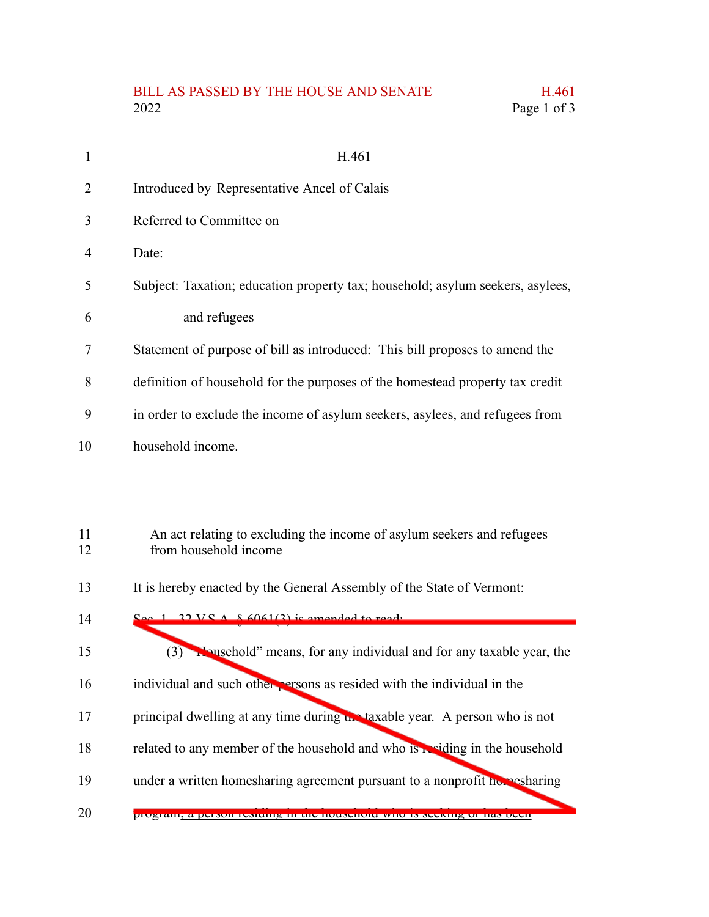H.461

Introduced by Representative Ancel of Calais

Referred to Committee on

Date:

Subject: Taxation; education property tax; household; asylum seekers, asylees, and refugees

Statement of purpose of bill as introduced: This bill proposes to amend the definition of household for the purposes of the homestead property tax credit in order to exclude the income of asylum seekers, asylees, and refugees from household income.

An act relating to excluding the income of asylum seekers and refugees from household income

It is hereby enacted by the General Assembly of the State of Vermont:

~~Sec. 1. 32 V.S.A. § 6061(3) is amended to read:~~

~~(3) "Household" means, for any individual and for any taxable year, the individual and such other persons as resided with the individual in the principal dwelling at any time during the taxable year. A person who is not related to any member of the household and who is residing in the household under a written homesharing agreement pursuant to a nonprofit homesharing program, a person residing in the household who is seeking or has been~~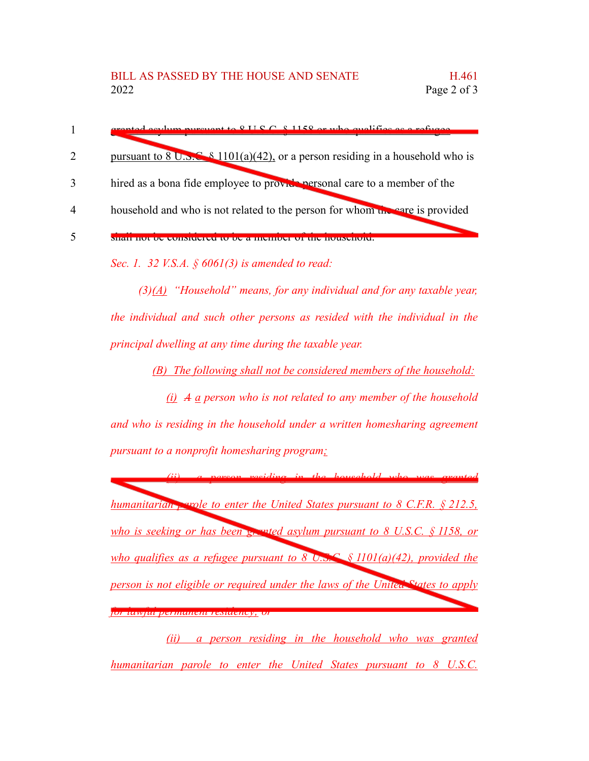1 granted asylum pursuant to 8 U.S.C. § 1158 or who qualifies as a refugee

2 pursuant to 8 U.S.C. § 1101(a)(42), or a person residing in a household who is

3 hired as a bona fide employee to provide personal care to a member of the

4 household and who is not related to the person for whom the care is provided

5 shall not be considered to be a member of the household.

*Sec. 1. 32 V.S.A. § 6061(3) is amended to read:*

*(3)(A) "Household" means, for any individual and for any taxable year, the individual and such other persons as resided with the individual in the principal dwelling at any time during the taxable year.*

*(B) The following shall not be considered members of the household:*

*(i) ~~A~~ a person who is not related to any member of the household and who is residing in the household under a written homesharing agreement pursuant to a nonprofit homesharing program;*

*(ii) a person residing in the household who was granted humanitarian parole to enter the United States pursuant to 8 C.F.R. § 212.5, who is seeking or has been granted asylum pursuant to 8 U.S.C. § 1158, or who qualifies as a refugee pursuant to 8 U.S.C. § 1101(a)(42), provided the person is not eligible or required under the laws of the United States to apply for lawful permanent residency; or*

*(ii) a person residing in the household who was granted humanitarian parole to enter the United States pursuant to 8 U.S.C.*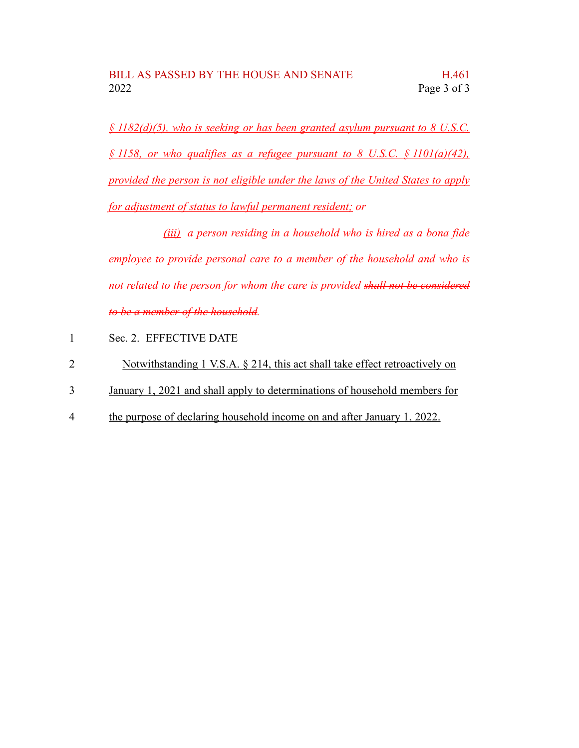*§ 1182(d)(5), who is seeking or has been granted asylum pursuant to 8 U.S.C. § 1158, or who qualifies as a refugee pursuant to 8 U.S.C. § 1101(a)(42), provided the person is not eligible under the laws of the United States to apply for adjustment of status to lawful permanent resident; or*

*(iii) a person residing in a household who is hired as a bona fide employee to provide personal care to a member of the household and who is not related to the person for whom the care is provided ~~shall not be considered to be a member of the household~~.*

Sec. 2. EFFECTIVE DATE

Notwithstanding 1 V.S.A. § 214, this act shall take effect retroactively on January 1, 2021 and shall apply to determinations of household members for the purpose of declaring household income on and after January 1, 2022.